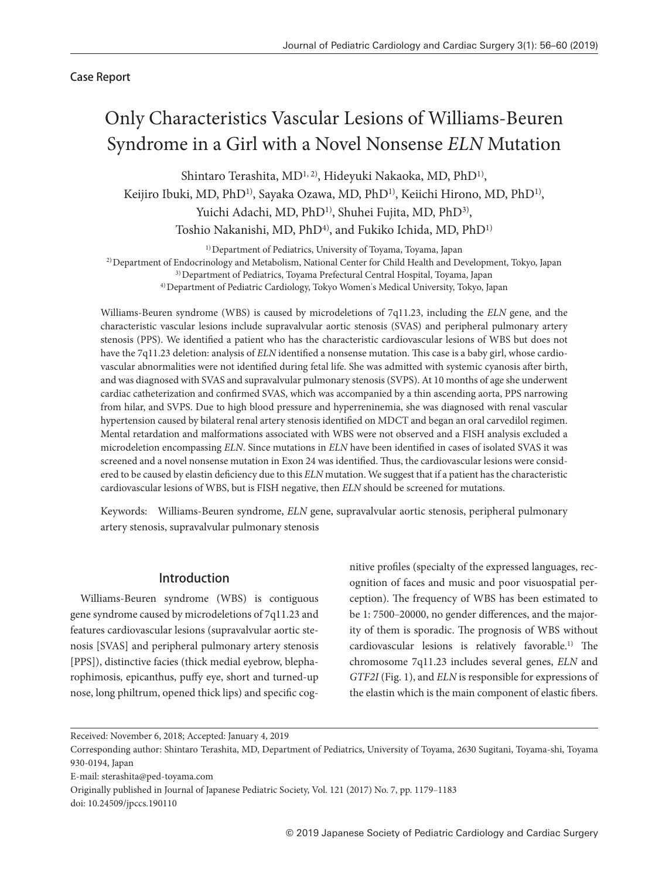Case Report

# Only Characteristics Vascular Lesions of Williams-Beuren Syndrome in a Girl with a Novel Nonsense *ELN* Mutation

Shintaro Terashita, MD[1, 2], Hideyuki Nakaoka, MD, PhD[1], Keijiro Ibuki, MD, PhD[1], Sayaka Ozawa, MD, PhD[1], Keiichi Hirono, MD, PhD[1], Yuichi Adachi, MD, PhD[1], Shuhei Fujita, MD, PhD[3], Toshio Nakanishi, MD, PhD[4], and Fukiko Ichida, MD, PhD[1]

[1] Department of Pediatrics, University of Toyama, Toyama, Japan
[2] Department of Endocrinology and Metabolism, National Center for Child Health and Development, Tokyo, Japan
[3] Department of Pediatrics, Toyama Prefectural Central Hospital, Toyama, Japan
[4] Department of Pediatric Cardiology, Tokyo Women's Medical University, Tokyo, Japan

Williams-Beuren syndrome (WBS) is caused by microdeletions of 7q11.23, including the *ELN* gene, and the characteristic vascular lesions include supravalvular aortic stenosis (SVAS) and peripheral pulmonary artery stenosis (PPS). We identified a patient who has the characteristic cardiovascular lesions of WBS but does not have the 7q11.23 deletion: analysis of *ELN* identified a nonsense mutation. This case is a baby girl, whose cardiovascular abnormalities were not identified during fetal life. She was admitted with systemic cyanosis after birth, and was diagnosed with SVAS and supravalvular pulmonary stenosis (SVPS). At 10 months of age she underwent cardiac catheterization and confirmed SVAS, which was accompanied by a thin ascending aorta, PPS narrowing from hilar, and SVPS. Due to high blood pressure and hyperreninemia, she was diagnosed with renal vascular hypertension caused by bilateral renal artery stenosis identified on MDCT and began an oral carvedilol regimen. Mental retardation and malformations associated with WBS were not observed and a FISH analysis excluded a microdeletion encompassing *ELN*. Since mutations in *ELN* have been identified in cases of isolated SVAS it was screened and a novel nonsense mutation in Exon 24 was identified. Thus, the cardiovascular lesions were considered to be caused by elastin deficiency due to this *ELN* mutation. We suggest that if a patient has the characteristic cardiovascular lesions of WBS, but is FISH negative, then *ELN* should be screened for mutations.

Keywords: Williams-Beuren syndrome, *ELN* gene, supravalvular aortic stenosis, peripheral pulmonary artery stenosis, supravalvular pulmonary stenosis

## Introduction

Williams-Beuren syndrome (WBS) is contiguous gene syndrome caused by microdeletions of 7q11.23 and features cardiovascular lesions (supravalvular aortic stenosis [SVAS] and peripheral pulmonary artery stenosis [PPS]), distinctive facies (thick medial eyebrow, blepharophimosis, epicanthus, puffy eye, short and turned-up nose, long philtrum, opened thick lips) and specific cognitive profiles (specialty of the expressed languages, recognition of faces and music and poor visuospatial perception). The frequency of WBS has been estimated to be 1: 7500–20000, no gender differences, and the majority of them is sporadic. The prognosis of WBS without cardiovascular lesions is relatively favorable.[1] The chromosome 7q11.23 includes several genes, *ELN* and *GTF2I* (Fig. 1), and *ELN* is responsible for expressions of the elastin which is the main component of elastic fibers.

Received: November 6, 2018; Accepted: January 4, 2019

Corresponding author: Shintaro Terashita, MD, Department of Pediatrics, University of Toyama, 2630 Sugitani, Toyama-shi, Toyama 930-0194, Japan

E-mail: sterashita@ped-toyama.com

Originally published in Journal of Japanese Pediatric Society, Vol. 121 (2017) No. 7, pp. 1179–1183

doi: 10.24509/jpccs.190110

© 2019 Japanese Society of Pediatric Cardiology and Cardiac Surgery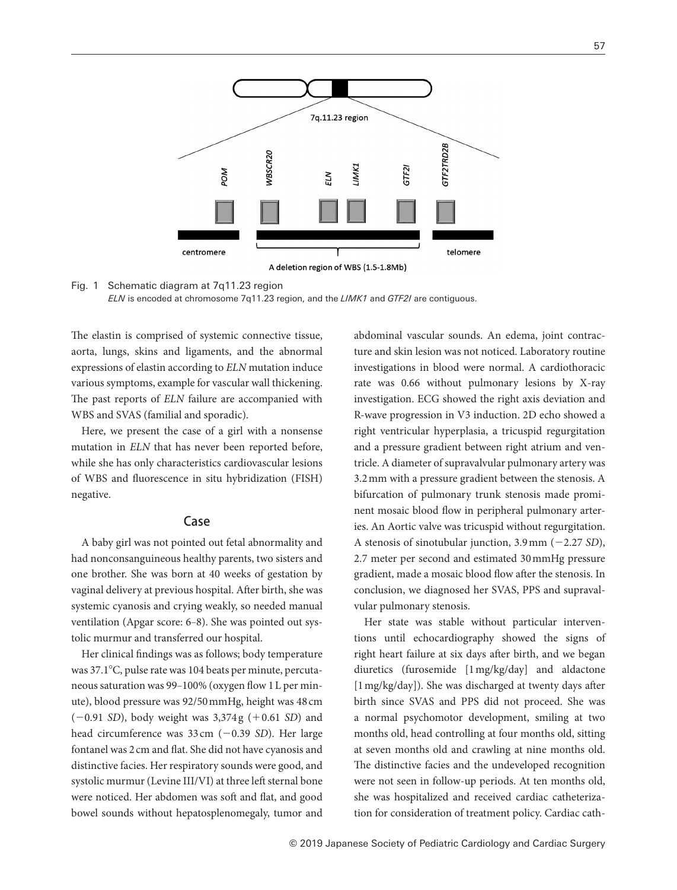Fig. 1 Schematic diagram at 7q11.23 region
*ELN* is encoded at chromosome 7q11.23 region, and the *LIMK1* and *GTF2I* are contiguous.

The elastin is comprised of systemic connective tissue, aorta, lungs, skins and ligaments, and the abnormal expressions of elastin according to *ELN* mutation induce various symptoms, example for vascular wall thickening. The past reports of *ELN* failure are accompanied with WBS and SVAS (familial and sporadic).

Here, we present the case of a girl with a nonsense mutation in *ELN* that has never been reported before, while she has only characteristics cardiovascular lesions of WBS and fluorescence in situ hybridization (FISH) negative.

## Case

A baby girl was not pointed out fetal abnormality and had nonconsanguineous healthy parents, two sisters and one brother. She was born at 40 weeks of gestation by vaginal delivery at previous hospital. After birth, she was systemic cyanosis and crying weakly, so needed manual ventilation (Apgar score: 6–8). She was pointed out systolic murmur and transferred our hospital.

Her clinical findings was as follows; body temperature was 37.1°C, pulse rate was 104 beats per minute, percutaneous saturation was 99–100% (oxygen flow 1 L per minute), blood pressure was 92/50 mmHg, height was 48 cm (−0.91 *SD*), body weight was 3,374 g (+0.61 *SD*) and head circumference was 33 cm (−0.39 *SD*). Her large fontanel was 2 cm and flat. She did not have cyanosis and distinctive facies. Her respiratory sounds were good, and systolic murmur (Levine III/VI) at three left sternal bone were noticed. Her abdomen was soft and flat, and good bowel sounds without hepatosplenomegaly, tumor and abdominal vascular sounds. An edema, joint contracture and skin lesion was not noticed. Laboratory routine investigations in blood were normal. A cardiothoracic rate was 0.66 without pulmonary lesions by X-ray investigation. ECG showed the right axis deviation and R-wave progression in V3 induction. 2D echo showed a right ventricular hyperplasia, a tricuspid regurgitation and a pressure gradient between right atrium and ventricle. A diameter of supravalvular pulmonary artery was 3.2 mm with a pressure gradient between the stenosis. A bifurcation of pulmonary trunk stenosis made prominent mosaic blood flow in peripheral pulmonary arteries. An Aortic valve was tricuspid without regurgitation. A stenosis of sinotubular junction, 3.9 mm (−2.27 *SD*), 2.7 meter per second and estimated 30 mmHg pressure gradient, made a mosaic blood flow after the stenosis. In conclusion, we diagnosed her SVAS, PPS and supravalvular pulmonary stenosis.

Her state was stable without particular interventions until echocardiography showed the signs of right heart failure at six days after birth, and we began diuretics (furosemide [1 mg/kg/day] and aldactone [1 mg/kg/day]). She was discharged at twenty days after birth since SVAS and PPS did not proceed. She was a normal psychomotor development, smiling at two months old, head controlling at four months old, sitting at seven months old and crawling at nine months old. The distinctive facies and the undeveloped recognition were not seen in follow-up periods. At ten months old, she was hospitalized and received cardiac catheterization for consideration of treatment policy. Cardiac cath-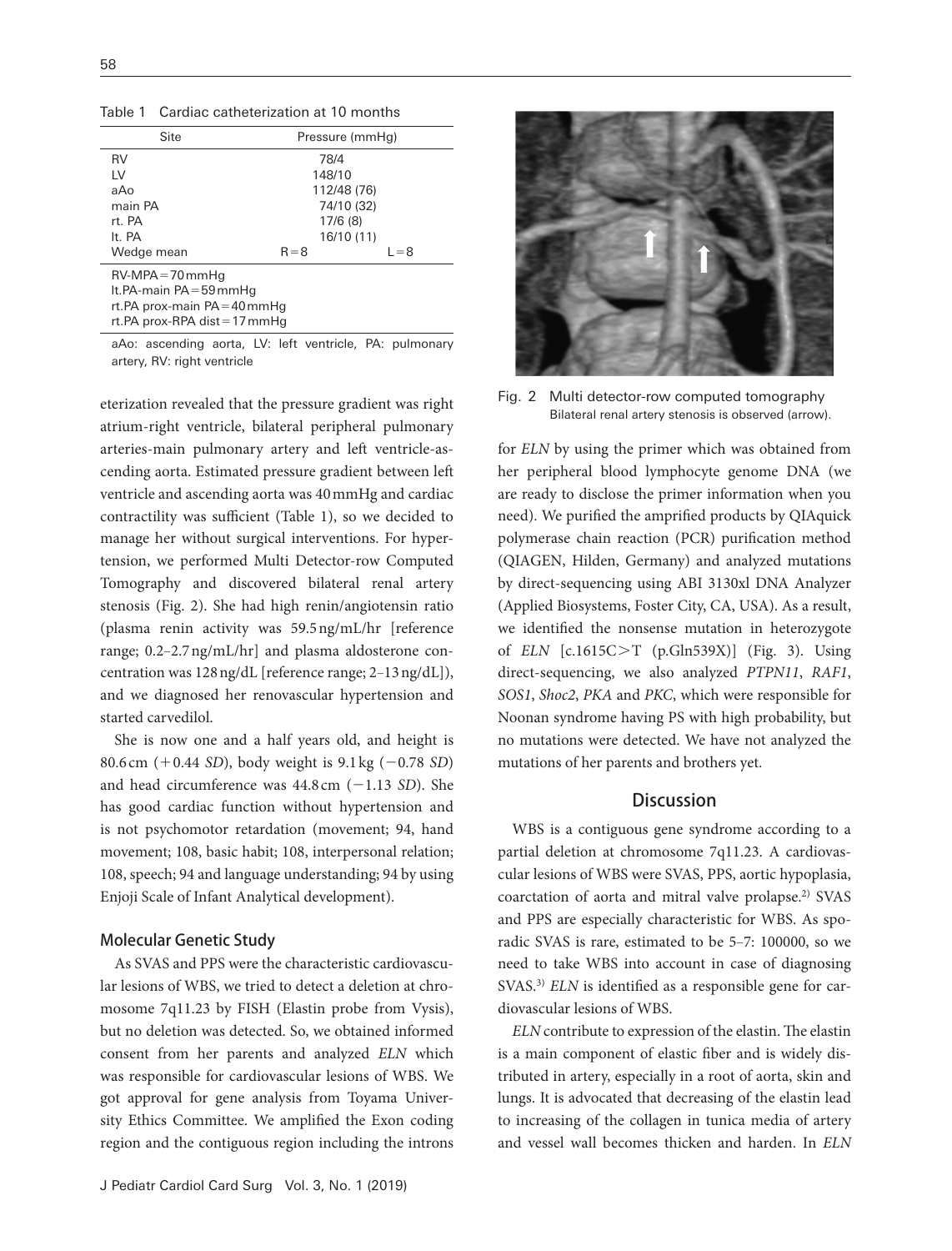Table 1 Cardiac catheterization at 10 months

| Site | Pressure (mmHg) | |
|---|---|---|
| RV | 78/4 | |
| LV | 148/10 | |
| aAo | 112/48 (76) | |
| main PA | 74/10 (32) | |
| rt. PA | 17/6 (8) | |
| lt. PA | 16/10 (11) | |
| Wedge mean | R = 8 | L = 8 |

RV-MPA = 70 mmHg
lt.PA-main PA = 59 mmHg
rt.PA prox-main PA = 40 mmHg
rt.PA prox-RPA dist = 17 mmHg

aAo: ascending aorta, LV: left ventricle, PA: pulmonary artery, RV: right ventricle

eterization revealed that the pressure gradient was right atrium-right ventricle, bilateral peripheral pulmonary arteries-main pulmonary artery and left ventricle-ascending aorta. Estimated pressure gradient between left ventricle and ascending aorta was 40 mmHg and cardiac contractility was sufficient (Table 1), so we decided to manage her without surgical interventions. For hypertension, we performed Multi Detector-row Computed Tomography and discovered bilateral renal artery stenosis (Fig. 2). She had high renin/angiotensin ratio (plasma renin activity was 59.5 ng/mL/hr [reference range; 0.2–2.7 ng/mL/hr] and plasma aldosterone concentration was 128 ng/dL [reference range; 2–13 ng/dL]), and we diagnosed her renovascular hypertension and started carvedilol.

She is now one and a half years old, and height is 80.6 cm (+0.44 *SD*), body weight is 9.1 kg (−0.78 *SD*) and head circumference was 44.8 cm (−1.13 *SD*). She has good cardiac function without hypertension and is not psychomotor retardation (movement; 94, hand movement; 108, basic habit; 108, interpersonal relation; 108, speech; 94 and language understanding; 94 by using Enjoji Scale of Infant Analytical development).

### Molecular Genetic Study

As SVAS and PPS were the characteristic cardiovascular lesions of WBS, we tried to detect a deletion at chromosome 7q11.23 by FISH (Elastin probe from Vysis), but no deletion was detected. So, we obtained informed consent from her parents and analyzed *ELN* which was responsible for cardiovascular lesions of WBS. We got approval for gene analysis from Toyama University Ethics Committee. We amplified the Exon coding region and the contiguous region including the introns for *ELN* by using the primer which was obtained from her peripheral blood lymphocyte genome DNA (we are ready to disclose the primer information when you need). We purified the amprified products by QIAquick polymerase chain reaction (PCR) purification method (QIAGEN, Hilden, Germany) and analyzed mutations by direct-sequencing using ABI 3130xl DNA Analyzer (Applied Biosystems, Foster City, CA, USA). As a result, we identified the nonsense mutation in heterozygote of *ELN* [c.1615C>T (p.Gln539X)] (Fig. 3). Using direct-sequencing, we also analyzed *PTPN11*, *RAF1*, *SOS1*, *Shoc2*, *PKA* and *PKC*, which were responsible for Noonan syndrome having PS with high probability, but no mutations were detected. We have not analyzed the mutations of her parents and brothers yet.

Fig. 2 Multi detector-row computed tomography
Bilateral renal artery stenosis is observed (arrow).

## Discussion

WBS is a contiguous gene syndrome according to a partial deletion at chromosome 7q11.23. A cardiovascular lesions of WBS were SVAS, PPS, aortic hypoplasia, coarctation of aorta and mitral valve prolapse.[2] SVAS and PPS are especially characteristic for WBS. As sporadic SVAS is rare, estimated to be 5–7: 100000, so we need to take WBS into account in case of diagnosing SVAS.[3] *ELN* is identified as a responsible gene for cardiovascular lesions of WBS.

*ELN* contribute to expression of the elastin. The elastin is a main component of elastic fiber and is widely distributed in artery, especially in a root of aorta, skin and lungs. It is advocated that decreasing of the elastin lead to increasing of the collagen in tunica media of artery and vessel wall becomes thicken and harden. In *ELN*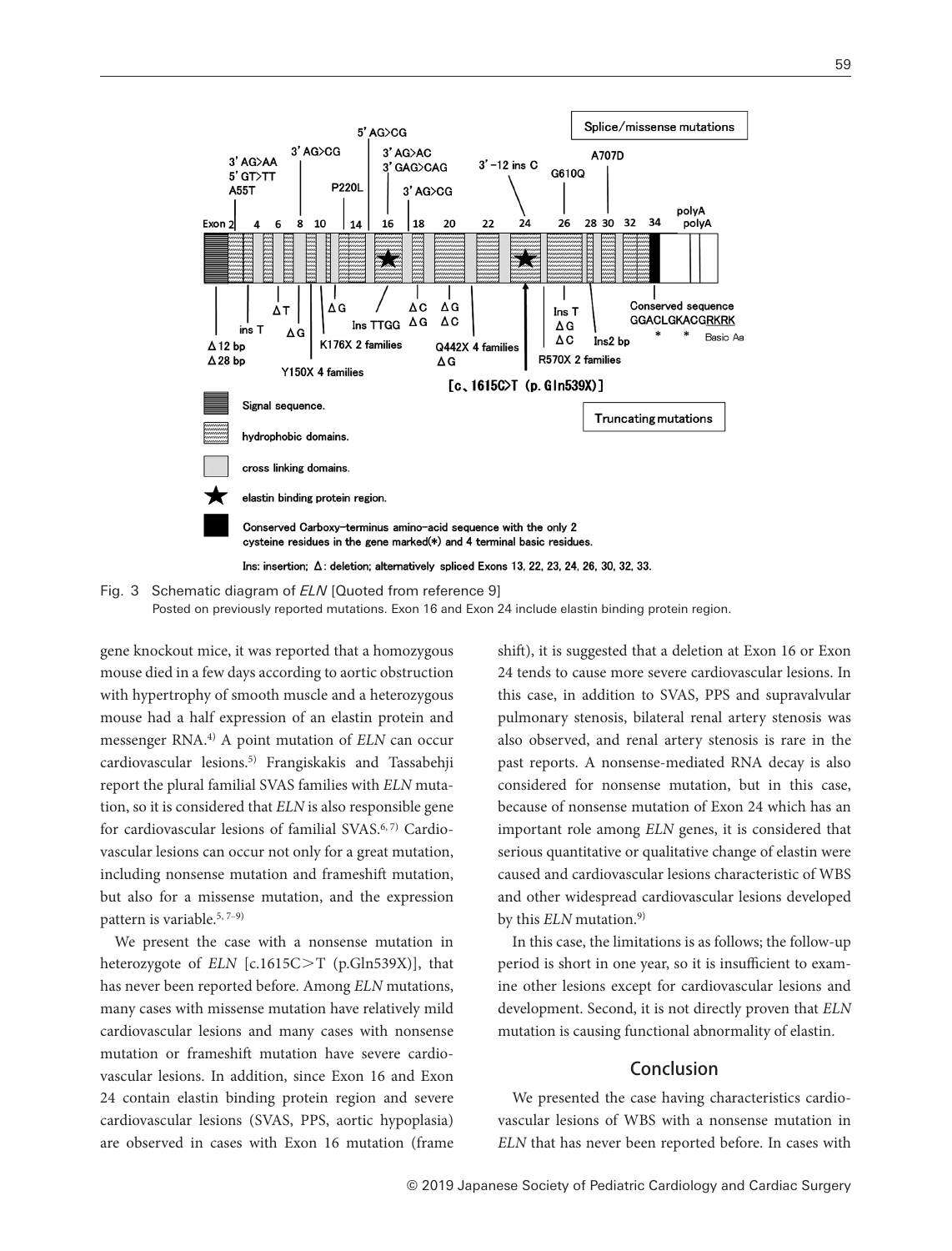Fig. 3 Schematic diagram of *ELN* [Quoted from reference 9]
Posted on previously reported mutations. Exon 16 and Exon 24 include elastin binding protein region.

gene knockout mice, it was reported that a homozygous mouse died in a few days according to aortic obstruction with hypertrophy of smooth muscle and a heterozygous mouse had a half expression of an elastin protein and messenger RNA.[4] A point mutation of *ELN* can occur cardiovascular lesions.[5] Frangiskakis and Tassabehji report the plural familial SVAS families with *ELN* mutation, so it is considered that *ELN* is also responsible gene for cardiovascular lesions of familial SVAS.[6,7] Cardiovascular lesions can occur not only for a great mutation, including nonsense mutation and frameshift mutation, but also for a missense mutation, and the expression pattern is variable.[5,7–9]

We present the case with a nonsense mutation in heterozygote of *ELN* [c.1615C>T (p.Gln539X)], that has never been reported before. Among *ELN* mutations, many cases with missense mutation have relatively mild cardiovascular lesions and many cases with nonsense mutation or frameshift mutation have severe cardiovascular lesions. In addition, since Exon 16 and Exon 24 contain elastin binding protein region and severe cardiovascular lesions (SVAS, PPS, aortic hypoplasia) are observed in cases with Exon 16 mutation (frame shift), it is suggested that a deletion at Exon 16 or Exon 24 tends to cause more severe cardiovascular lesions. In this case, in addition to SVAS, PPS and supravalvular pulmonary stenosis, bilateral renal artery stenosis was also observed, and renal artery stenosis is rare in the past reports. A nonsense-mediated RNA decay is also considered for nonsense mutation, but in this case, because of nonsense mutation of Exon 24 which has an important role among *ELN* genes, it is considered that serious quantitative or qualitative change of elastin were caused and cardiovascular lesions characteristic of WBS and other widespread cardiovascular lesions developed by this *ELN* mutation.[9]

In this case, the limitations is as follows; the follow-up period is short in one year, so it is insufficient to examine other lesions except for cardiovascular lesions and development. Second, it is not directly proven that *ELN* mutation is causing functional abnormality of elastin.

## Conclusion

We presented the case having characteristics cardiovascular lesions of WBS with a nonsense mutation in *ELN* that has never been reported before. In cases with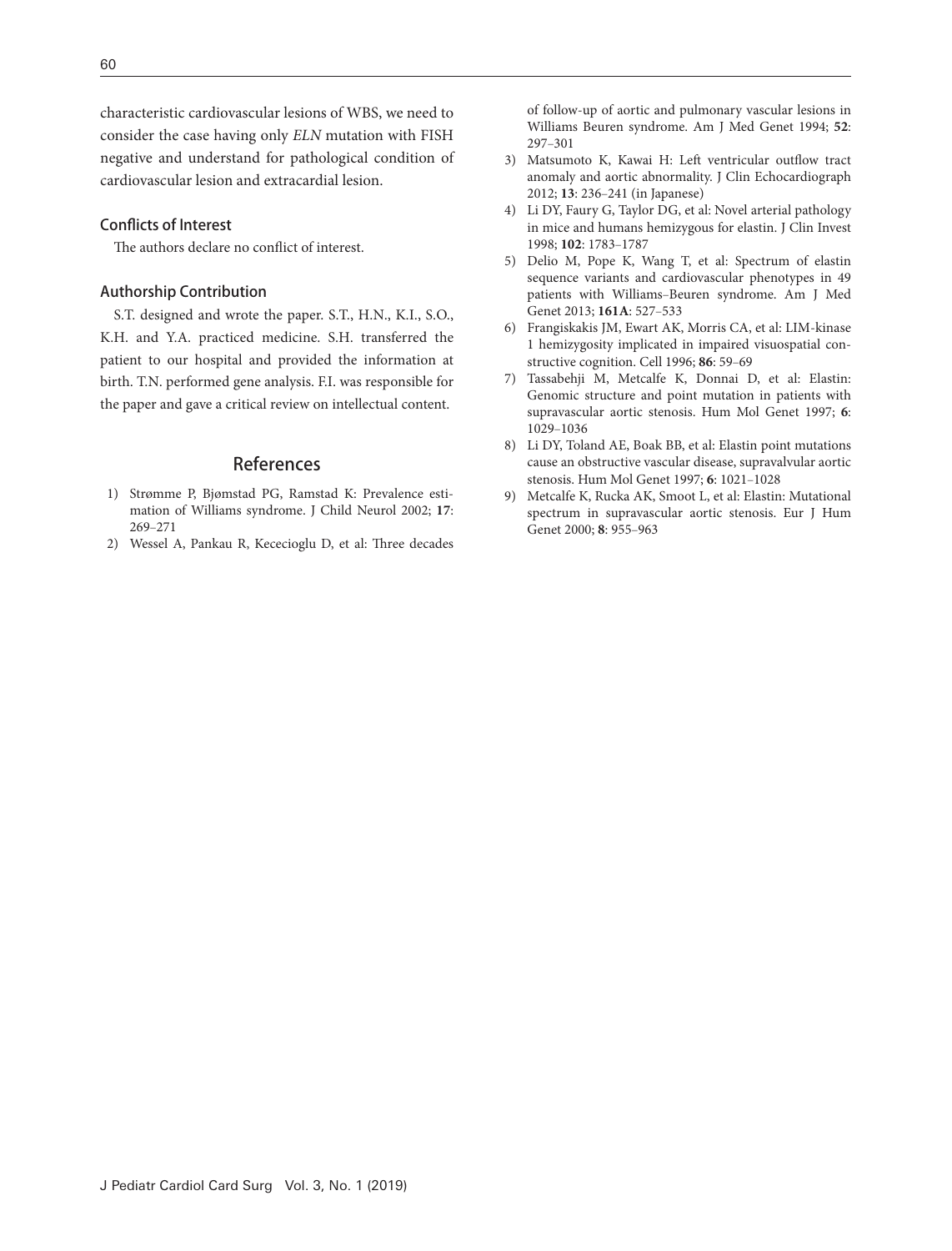characteristic cardiovascular lesions of WBS, we need to consider the case having only *ELN* mutation with FISH negative and understand for pathological condition of cardiovascular lesion and extracardial lesion.

### Conflicts of Interest

The authors declare no conflict of interest.

### Authorship Contribution

S.T. designed and wrote the paper. S.T., H.N., K.I., S.O., K.H. and Y.A. practiced medicine. S.H. transferred the patient to our hospital and provided the information at birth. T.N. performed gene analysis. F.I. was responsible for the paper and gave a critical review on intellectual content.

## References

1) Strømme P, Bjømstad PG, Ramstad K: Prevalence estimation of Williams syndrome. J Child Neurol 2002; **17**: 269–271
2) Wessel A, Pankau R, Kececioglu D, et al: Three decades of follow-up of aortic and pulmonary vascular lesions in Williams Beuren syndrome. Am J Med Genet 1994; **52**: 297–301
3) Matsumoto K, Kawai H: Left ventricular outflow tract anomaly and aortic abnormality. J Clin Echocardiograph 2012; **13**: 236–241 (in Japanese)
4) Li DY, Faury G, Taylor DG, et al: Novel arterial pathology in mice and humans hemizygous for elastin. J Clin Invest 1998; **102**: 1783–1787
5) Delio M, Pope K, Wang T, et al: Spectrum of elastin sequence variants and cardiovascular phenotypes in 49 patients with Williams–Beuren syndrome. Am J Med Genet 2013; **161A**: 527–533
6) Frangiskakis JM, Ewart AK, Morris CA, et al: LIM-kinase 1 hemizygosity implicated in impaired visuospatial constructive cognition. Cell 1996; **86**: 59–69
7) Tassabehji M, Metcalfe K, Donnai D, et al: Elastin: Genomic structure and point mutation in patients with supravascular aortic stenosis. Hum Mol Genet 1997; **6**: 1029–1036
8) Li DY, Toland AE, Boak BB, et al: Elastin point mutations cause an obstructive vascular disease, supravalvular aortic stenosis. Hum Mol Genet 1997; **6**: 1021–1028
9) Metcalfe K, Rucka AK, Smoot L, et al: Elastin: Mutational spectrum in supravascular aortic stenosis. Eur J Hum Genet 2000; **8**: 955–963